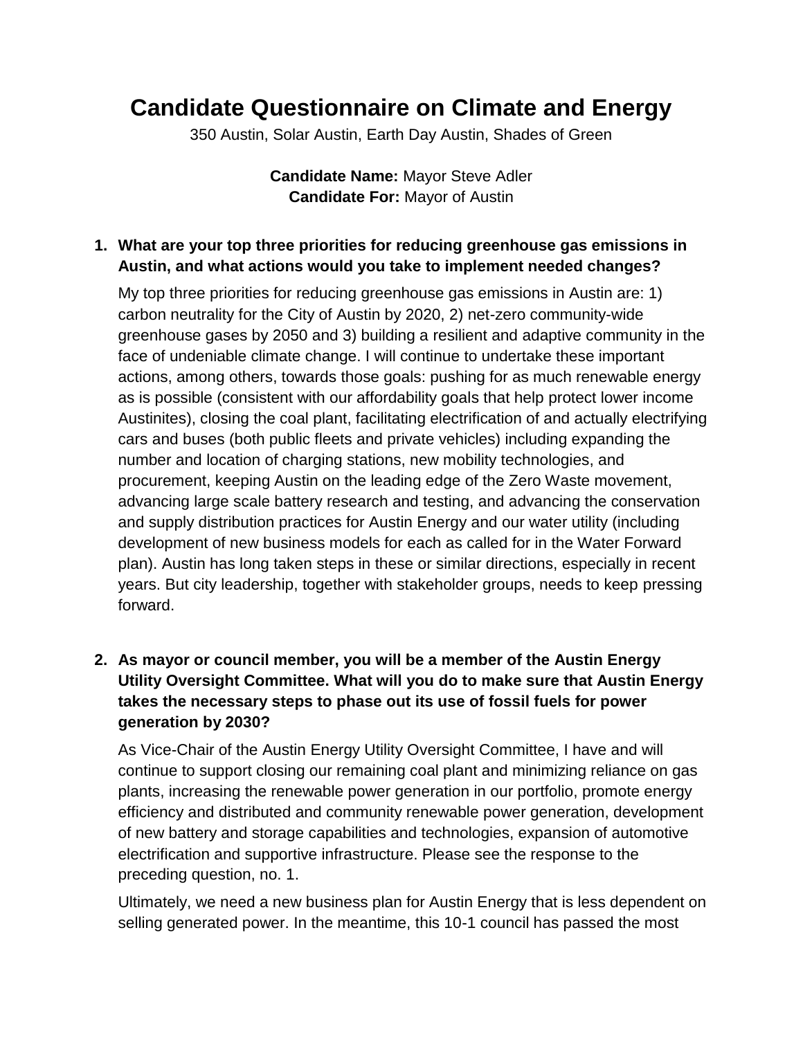# Candidate Questionnaire on Climate and Energy

350 Austin, Solar Austin, Earth Day Austin, Shades of Green

**Candidate Name:** Mayor Steve Adler
**Candidate For:** Mayor of Austin

1. **What are your top three priorities for reducing greenhouse gas emissions in Austin, and what actions would you take to implement needed changes?**

   My top three priorities for reducing greenhouse gas emissions in Austin are: 1) carbon neutrality for the City of Austin by 2020, 2) net-zero community-wide greenhouse gases by 2050 and 3) building a resilient and adaptive community in the face of undeniable climate change. I will continue to undertake these important actions, among others, towards those goals: pushing for as much renewable energy as is possible (consistent with our affordability goals that help protect lower income Austinites), closing the coal plant, facilitating electrification of and actually electrifying cars and buses (both public fleets and private vehicles) including expanding the number and location of charging stations, new mobility technologies, and procurement, keeping Austin on the leading edge of the Zero Waste movement, advancing large scale battery research and testing, and advancing the conservation and supply distribution practices for Austin Energy and our water utility (including development of new business models for each as called for in the Water Forward plan). Austin has long taken steps in these or similar directions, especially in recent years. But city leadership, together with stakeholder groups, needs to keep pressing forward.

2. **As mayor or council member, you will be a member of the Austin Energy Utility Oversight Committee. What will you do to make sure that Austin Energy takes the necessary steps to phase out its use of fossil fuels for power generation by 2030?**

   As Vice-Chair of the Austin Energy Utility Oversight Committee, I have and will continue to support closing our remaining coal plant and minimizing reliance on gas plants, increasing the renewable power generation in our portfolio, promote energy efficiency and distributed and community renewable power generation, development of new battery and storage capabilities and technologies, expansion of automotive electrification and supportive infrastructure. Please see the response to the preceding question, no. 1.

   Ultimately, we need a new business plan for Austin Energy that is less dependent on selling generated power. In the meantime, this 10-1 council has passed the most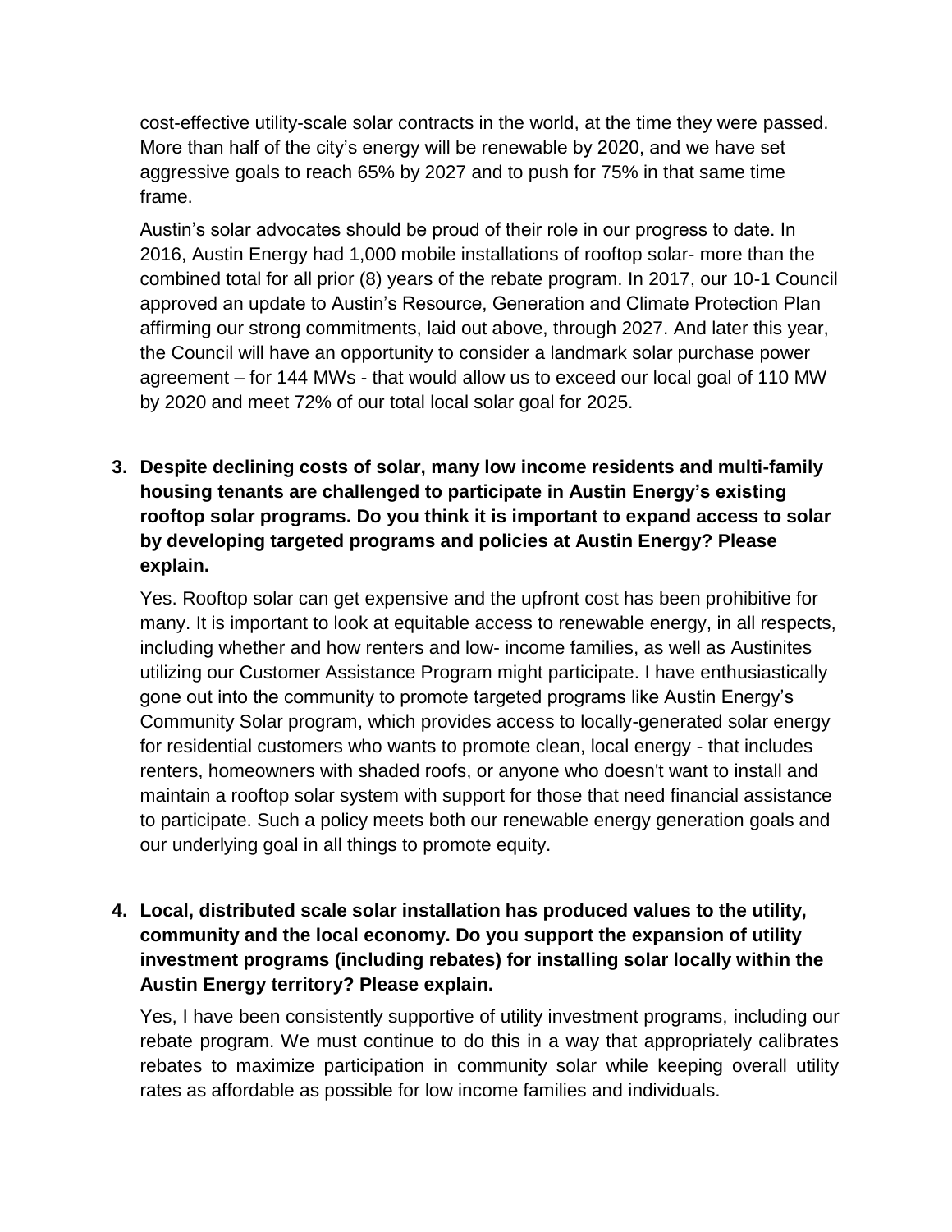cost-effective utility-scale solar contracts in the world, at the time they were passed. More than half of the city's energy will be renewable by 2020, and we have set aggressive goals to reach 65% by 2027 and to push for 75% in that same time frame.

Austin's solar advocates should be proud of their role in our progress to date. In 2016, Austin Energy had 1,000 mobile installations of rooftop solar- more than the combined total for all prior (8) years of the rebate program. In 2017, our 10-1 Council approved an update to Austin's Resource, Generation and Climate Protection Plan affirming our strong commitments, laid out above, through 2027. And later this year, the Council will have an opportunity to consider a landmark solar purchase power agreement – for 144 MWs - that would allow us to exceed our local goal of 110 MW by 2020 and meet 72% of our total local solar goal for 2025.

3. **Despite declining costs of solar, many low income residents and multi-family housing tenants are challenged to participate in Austin Energy's existing rooftop solar programs. Do you think it is important to expand access to solar by developing targeted programs and policies at Austin Energy? Please explain.**

   Yes. Rooftop solar can get expensive and the upfront cost has been prohibitive for many. It is important to look at equitable access to renewable energy, in all respects, including whether and how renters and low- income families, as well as Austinites utilizing our Customer Assistance Program might participate. I have enthusiastically gone out into the community to promote targeted programs like Austin Energy's Community Solar program, which provides access to locally-generated solar energy for residential customers who wants to promote clean, local energy - that includes renters, homeowners with shaded roofs, or anyone who doesn't want to install and maintain a rooftop solar system with support for those that need financial assistance to participate. Such a policy meets both our renewable energy generation goals and our underlying goal in all things to promote equity.

4. **Local, distributed scale solar installation has produced values to the utility, community and the local economy. Do you support the expansion of utility investment programs (including rebates) for installing solar locally within the Austin Energy territory? Please explain.**

   Yes, I have been consistently supportive of utility investment programs, including our rebate program. We must continue to do this in a way that appropriately calibrates rebates to maximize participation in community solar while keeping overall utility rates as affordable as possible for low income families and individuals.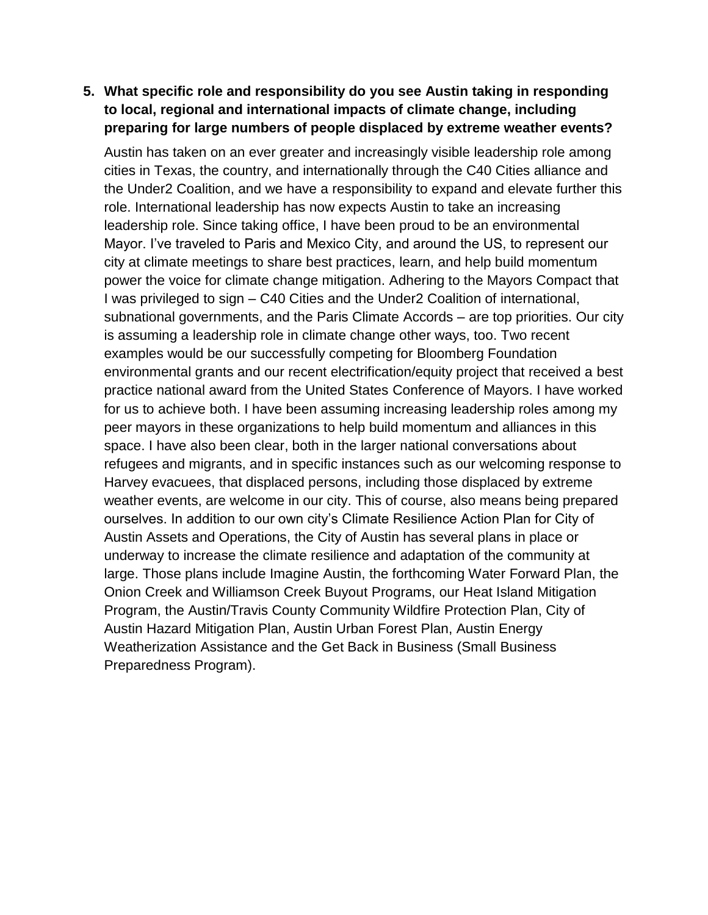5. **What specific role and responsibility do you see Austin taking in responding to local, regional and international impacts of climate change, including preparing for large numbers of people displaced by extreme weather events?**

   Austin has taken on an ever greater and increasingly visible leadership role among cities in Texas, the country, and internationally through the C40 Cities alliance and the Under2 Coalition, and we have a responsibility to expand and elevate further this role. International leadership has now expects Austin to take an increasing leadership role. Since taking office, I have been proud to be an environmental Mayor. I've traveled to Paris and Mexico City, and around the US, to represent our city at climate meetings to share best practices, learn, and help build momentum power the voice for climate change mitigation. Adhering to the Mayors Compact that I was privileged to sign – C40 Cities and the Under2 Coalition of international, subnational governments, and the Paris Climate Accords – are top priorities. Our city is assuming a leadership role in climate change other ways, too. Two recent examples would be our successfully competing for Bloomberg Foundation environmental grants and our recent electrification/equity project that received a best practice national award from the United States Conference of Mayors. I have worked for us to achieve both. I have been assuming increasing leadership roles among my peer mayors in these organizations to help build momentum and alliances in this space. I have also been clear, both in the larger national conversations about refugees and migrants, and in specific instances such as our welcoming response to Harvey evacuees, that displaced persons, including those displaced by extreme weather events, are welcome in our city. This of course, also means being prepared ourselves. In addition to our own city's Climate Resilience Action Plan for City of Austin Assets and Operations, the City of Austin has several plans in place or underway to increase the climate resilience and adaptation of the community at large. Those plans include Imagine Austin, the forthcoming Water Forward Plan, the Onion Creek and Williamson Creek Buyout Programs, our Heat Island Mitigation Program, the Austin/Travis County Community Wildfire Protection Plan, City of Austin Hazard Mitigation Plan, Austin Urban Forest Plan, Austin Energy Weatherization Assistance and the Get Back in Business (Small Business Preparedness Program).